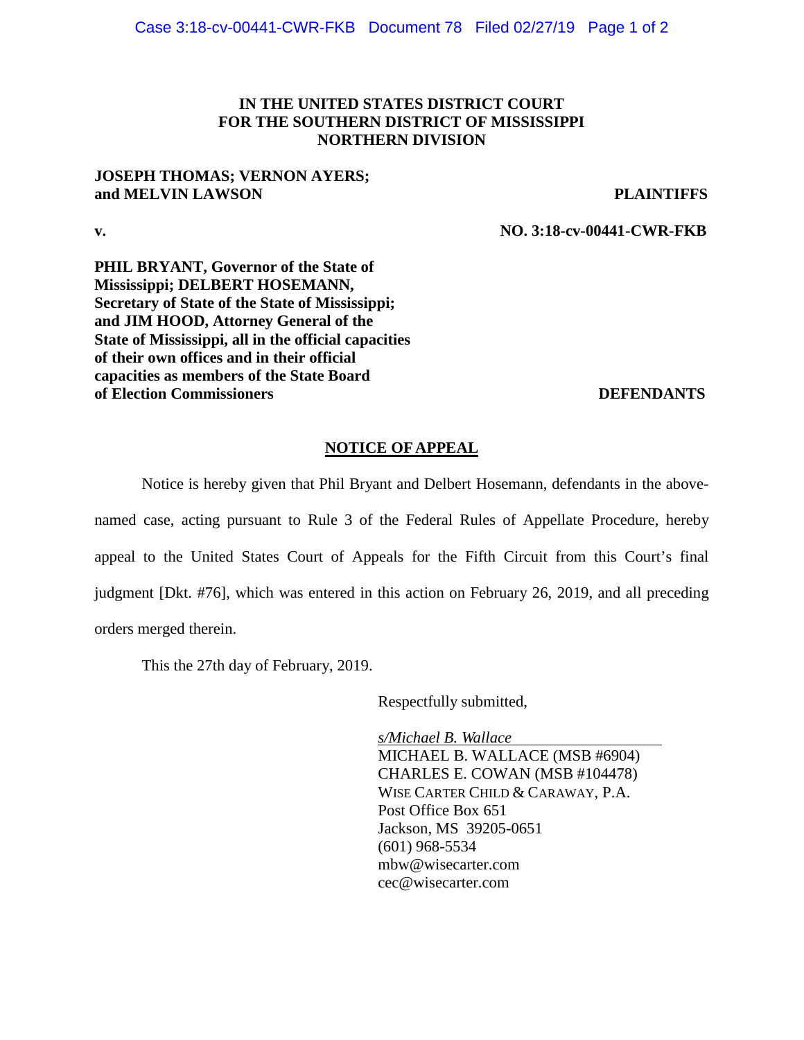**IN THE UNITED STATES DISTRICT COURT**
**FOR THE SOUTHERN DISTRICT OF MISSISSIPPI**
**NORTHERN DIVISION**

**JOSEPH THOMAS; VERNON AYERS; and MELVIN LAWSON** — **PLAINTIFFS**

**v.** — **NO. 3:18-cv-00441-CWR-FKB**

**PHIL BRYANT, Governor of the State of Mississippi; DELBERT HOSEMANN, Secretary of State of the State of Mississippi; and JIM HOOD, Attorney General of the State of Mississippi, all in the official capacities of their own offices and in their official capacities as members of the State Board of Election Commissioners** — **DEFENDANTS**

## NOTICE OF APPEAL

Notice is hereby given that Phil Bryant and Delbert Hosemann, defendants in the above-named case, acting pursuant to Rule 3 of the Federal Rules of Appellate Procedure, hereby appeal to the United States Court of Appeals for the Fifth Circuit from this Court's final judgment [Dkt. #76], which was entered in this action on February 26, 2019, and all preceding orders merged therein.

This the 27th day of February, 2019.

Respectfully submitted,

*s/Michael B. Wallace*
MICHAEL B. WALLACE (MSB #6904)
CHARLES E. COWAN (MSB #104478)
WISE CARTER CHILD & CARAWAY, P.A.
Post Office Box 651
Jackson, MS 39205-0651
(601) 968-5534
mbw@wisecarter.com
cec@wisecarter.com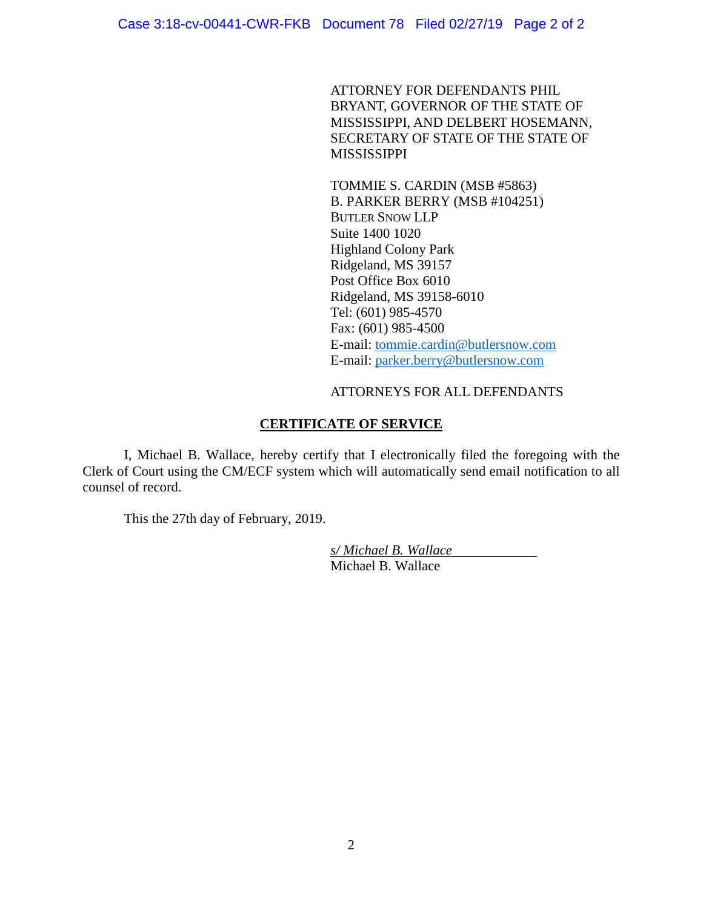ATTORNEY FOR DEFENDANTS PHIL BRYANT, GOVERNOR OF THE STATE OF MISSISSIPPI, AND DELBERT HOSEMANN, SECRETARY OF STATE OF THE STATE OF MISSISSIPPI

TOMMIE S. CARDIN (MSB #5863)
B. PARKER BERRY (MSB #104251)
BUTLER SNOW LLP
Suite 1400 1020
Highland Colony Park
Ridgeland, MS 39157
Post Office Box 6010
Ridgeland, MS 39158-6010
Tel: (601) 985-4570
Fax: (601) 985-4500
E-mail: tommie.cardin@butlersnow.com
E-mail: parker.berry@butlersnow.com

ATTORNEYS FOR ALL DEFENDANTS

## CERTIFICATE OF SERVICE

I, Michael B. Wallace, hereby certify that I electronically filed the foregoing with the Clerk of Court using the CM/ECF system which will automatically send email notification to all counsel of record.

This the 27th day of February, 2019.

*s/ Michael B. Wallace*
Michael B. Wallace